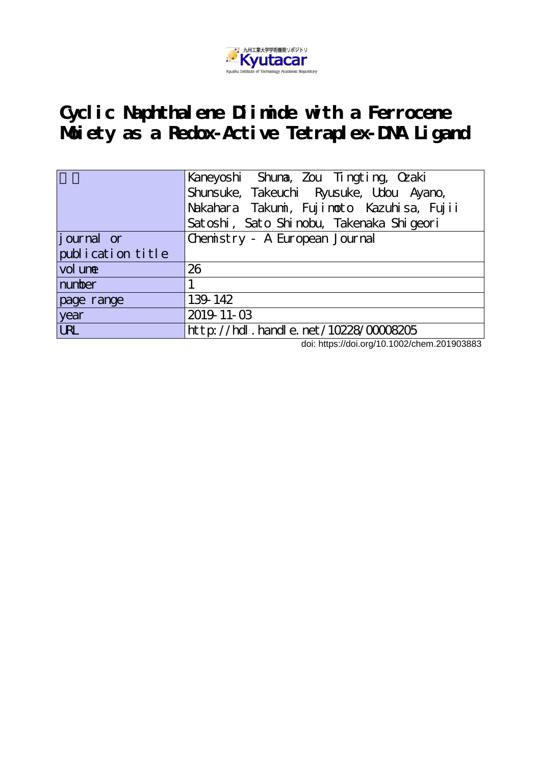# Cyclic Naphthalene Diimide with a Ferrocene Moiety as a Redox-Active Tetraplex-DNA Ligand

| 著者 | Kaneyoshi Shuma, Zou Tingting, Ozaki Shunsuke, Takeuchi Ryusuke, Udou Ayano, Nakahara Takumi, Fujimoto Kazuhisa, Fujii Satoshi, Sato Shinobu, Takenaka Shigeori |
|---|---|
| journal or publication title | Chemistry - A European Journal |
| volume | 26 |
| number | 1 |
| page range | 139-142 |
| year | 2019-11-03 |
| URL | http://hdl.handle.net/10228/00008205 |

doi: https://doi.org/10.1002/chem.201903883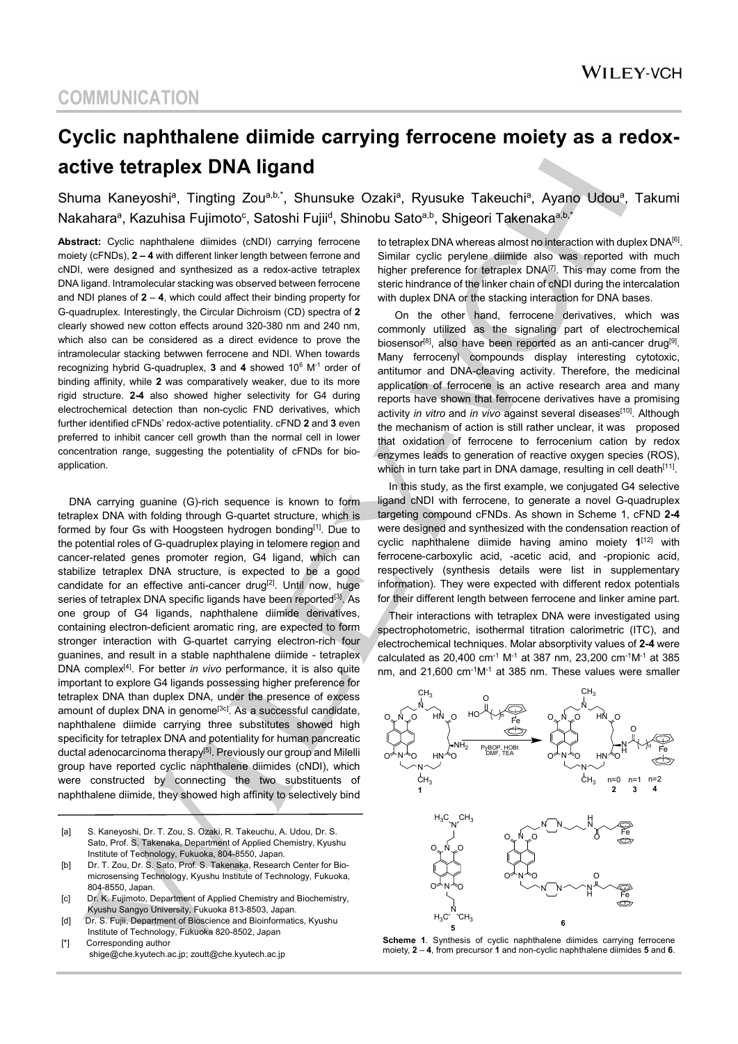## COMMUNICATION

# Cyclic naphthalene diimide carrying ferrocene moiety as a redox-active tetraplex DNA ligand

Shuma Kaneyoshi[a], Tingting Zou[a,b,*], Shunsuke Ozaki[a], Ryusuke Takeuchi[a], Ayano Udou[a], Takumi Nakahara[a], Kazuhisa Fujimoto[c], Satoshi Fujii[d], Shinobu Sato[a,b], Shigeori Takenaka[a,b,*]

**Abstract:** Cyclic naphthalene diimides (cNDI) carrying ferrocene moiety (cFNDs), **2 – 4** with different linker length between ferrone and cNDI, were designed and synthesized as a redox-active tetraplex DNA ligand. Intramolecular stacking was observed between ferrocene and NDI planes of **2** – **4**, which could affect their binding property for G-quadruplex. Interestingly, the Circular Dichroism (CD) spectra of **2** clearly showed new cotton effects around 320-380 nm and 240 nm, which also can be considered as a direct evidence to prove the intramolecular stacking betwwen ferrocene and NDI. When towards recognizing hybrid G-quadruplex, **3** and **4** showed $10^6$ $M^{-1}$ order of binding affinity, while **2** was comparatively weaker, due to its more rigid structure. **2-4** also showed higher selectivity for G4 during electrochemical detection than non-cyclic FND derivatives, which further identified cFNDs' redox-active potentiality. cFND **2** and **3** even preferred to inhibit cancer cell growth than the normal cell in lower concentration range, suggesting the potentiality of cFNDs for bio-application.

DNA carrying guanine (G)-rich sequence is known to form tetraplex DNA with folding through G-quartet structure, which is formed by four Gs with Hoogsteen hydrogen bonding[1]. Due to the potential roles of G-quadruplex playing in telomere region and cancer-related genes promoter region, G4 ligand, which can stabilize tetraplex DNA structure, is expected to be a good candidate for an effective anti-cancer drug[2]. Until now, huge series of tetraplex DNA specific ligands have been reported[3]. As one group of G4 ligands, naphthalene diimide derivatives, containing electron-deficient aromatic ring, are expected to form stronger interaction with G-quartet carrying electron-rich four guanines, and result in a stable naphthalene diimide - tetraplex DNA complex[4]. For better *in vivo* performance, it is also quite important to explore G4 ligands possessing higher preference for tetraplex DNA than duplex DNA, under the presence of excess amount of duplex DNA in genome[3c]. As a successful candidate, naphthalene diimide carrying three substitutes showed high specificity for tetraplex DNA and potentiality for human pancreatic ductal adenocarcinoma therapy[5]. Previously our group and Milelli group have reported cyclic naphthalene diimides (cNDI), which were constructed by connecting the two substituents of naphthalene diimide, they showed high affinity to selectively bind to tetraplex DNA whereas almost no interaction with duplex DNA[6]. Similar cyclic perylene diimide also was reported with much higher preference for tetraplex DNA[7]. This may come from the steric hindrance of the linker chain of cNDI during the intercalation with duplex DNA or the stacking interaction for DNA bases.

On the other hand, ferrocene derivatives, which was commonly utilized as the signaling part of electrochemical biosensor[8], also have been reported as an anti-cancer drug[9]. Many ferrocenyl compounds display interesting cytotoxic, antitumor and DNA-cleaving activity. Therefore, the medicinal application of ferrocene is an active research area and many reports have shown that ferrocene derivatives have a promising activity *in vitro* and *in vivo* against several diseases[10]. Although the mechanism of action is still rather unclear, it was proposed that oxidation of ferrocene to ferrocenium cation by redox enzymes leads to generation of reactive oxygen species (ROS), which in turn take part in DNA damage, resulting in cell death[11].

In this study, as the first example, we conjugated G4 selective ligand cNDI with ferrocene, to generate a novel G-quadruplex targeting compound cFNDs. As shown in Scheme 1, cFND **2-4** were designed and synthesized with the condensation reaction of cyclic naphthalene diimide having amino moiety **1**[12] with ferrocene-carboxylic acid, -acetic acid, and -propionic acid, respectively (synthesis details were list in supplementary information). They were expected with different redox potentials for their different length between ferrocene and linker amine part.

Their interactions with tetraplex DNA were investigated using spectrophotometric, isothermal titration calorimetric (ITC), and electrochemical techniques. Molar absorptivity values of **2-4** were calculated as 20,400 $cm^{-1}$ $M^{-1}$ at 387 nm, 23,200 $cm^{-1}M^{-1}$ at 385 nm, and 21,600 $cm^{-1}M^{-1}$ at 385 nm. These values were smaller

**Scheme 1**. Synthesis of cyclic naphthalene diimides carrying ferrocene moiety, **2** – **4**, from precursor **1** and non-cyclic naphthalene diimides **5** and **6**.

[a] S. Kaneyoshi, Dr. T. Zou, S. Ozaki, R. Takeuchi, A. Udou, Dr. S. Sato, Prof. S. Takenaka, Department of Applied Chemistry, Kyushu Institute of Technology, Fukuoka, 804-8550, Japan.
[b] Dr. T. Zou, Dr. S. Sato, Prof. S. Takenaka, Research Center for Bio-microsensing Technology, Kyushu Institute of Technology, Fukuoka, 804-8550, Japan.
[c] Dr. K. Fujimoto, Department of Applied Chemistry and Biochemistry, Kyushu Sangyo University, Fukuoka 813-8503, Japan.
[d] Dr. S. Fujii, Department of Bioscience and Bioinformatics, Kyushu Institute of Technology, Fukuoka 820-8502, Japan
[*] Corresponding author
shige@che.kyutech.ac.jp; zoutt@che.kyutech.ac.jp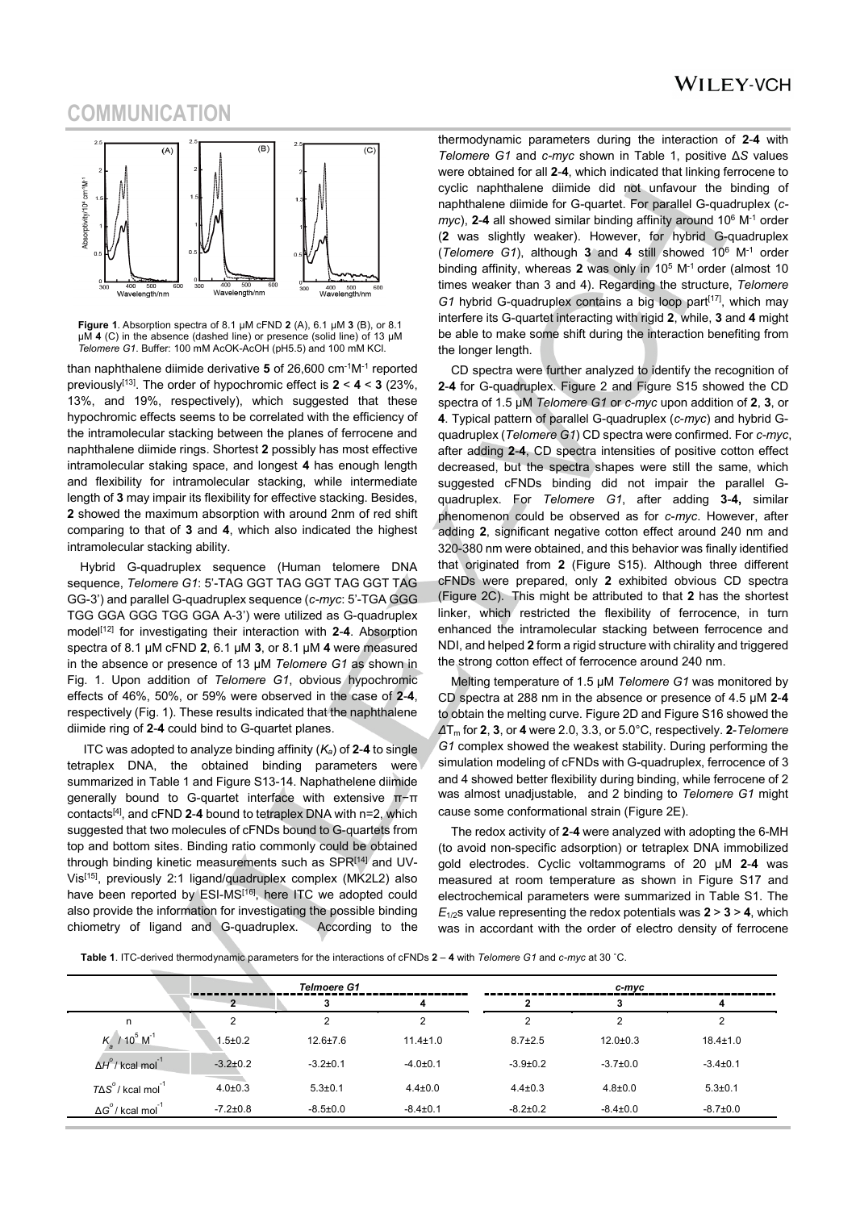**Figure 1**. Absorption spectra of 8.1 μM cFND **2** (A), 6.1 μM **3** (B), or 8.1 μM **4** (C) in the absence (dashed line) or presence (solid line) of 13 μM *Telomere G1*. Buffer: 100 mM AcOK-AcOH (pH5.5) and 100 mM KCl.

than naphthalene diimide derivative **5** of 26,600 cm$^{-1}$M$^{-1}$ reported previously[13]. The order of hypochromic effect is **2** < **4** < **3** (23%, 13%, and 19%, respectively), which suggested that these hypochromic effects seems to be correlated with the efficiency of the intramolecular stacking between the planes of ferrocene and naphthalene diimide rings. Shortest **2** possibly has most effective intramolecular staking space, and longest **4** has enough length and flexibility for intramolecular stacking, while intermediate length of **3** may impair its flexibility for effective stacking. Besides, **2** showed the maximum absorption with around 2nm of red shift comparing to that of **3** and **4**, which also indicated the highest intramolecular stacking ability.

Hybrid G-quadruplex sequence (Human telomere DNA sequence, *Telomere G1*: 5'-TAG GGT TAG GGT TAG GGT TAG GG-3') and parallel G-quadruplex sequence (*c-myc*: 5'-TGA GGG TGG GGA GGG TGG GGA A-3') were utilized as G-quadruplex model[12] for investigating their interaction with **2**-**4**. Absorption spectra of 8.1 μM cFND **2**, 6.1 μM **3**, or 8.1 μM **4** were measured in the absence or presence of 13 μM *Telomere G1* as shown in Fig. 1. Upon addition of *Telomere G1*, obvious hypochromic effects of 46%, 50%, or 59% were observed in the case of **2**-**4**, respectively (Fig. 1). These results indicated that the naphthalene diimide ring of **2**-**4** could bind to G-quartet planes.

ITC was adopted to analyze binding affinity ($K_a$) of **2**-**4** to single tetraplex DNA, the obtained binding parameters were summarized in Table 1 and Figure S13-14. Naphathelene diimide generally bound to G-quartet interface with extensive π−π contacts[4], and cFND **2**-**4** bound to tetraplex DNA with n=2, which suggested that two molecules of cFNDs bound to G-quartets from top and bottom sites. Binding ratio commonly could be obtained through binding kinetic measurements such as SPR[14] and UV-Vis[15], previously 2:1 ligand/quadruplex complex (MK2L2) also have been reported by ESI-MS[16], here ITC we adopted could also provide the information for investigating the possible binding chiometry of ligand and G-quadruplex. According to the thermodynamic parameters during the interaction of **2**-**4** with *Telomere G1* and *c-myc* shown in Table 1, positive Δ*S* values were obtained for all **2**-**4**, which indicated that linking ferrocene to cyclic naphthalene diimide did not unfavour the binding of naphthalene diimide for G-quartet. For parallel G-quadruplex (*c-myc*), **2**-**4** all showed similar binding affinity around 10$^6$ M$^{-1}$ order (**2** was slightly weaker). However, for hybrid G-quadruplex (*Telomere G1*), although **3** and **4** still showed 10$^6$ M$^{-1}$ order binding affinity, whereas **2** was only in 10$^5$ M$^{-1}$ order (almost 10 times weaker than 3 and 4). Regarding the structure, *Telomere G1* hybrid G-quadruplex contains a big loop part[17], which may interfere its G-quartet interacting with rigid **2**, while, **3** and **4** might be able to make some shift during the interaction benefiting from the longer length.

CD spectra were further analyzed to identify the recognition of **2**-**4** for G-quadruplex. Figure 2 and Figure S15 showed the CD spectra of 1.5 μM *Telomere G1* or *c-myc* upon addition of **2**, **3**, or **4**. Typical pattern of parallel G-quadruplex (*c-myc*) and hybrid G-quadruplex (*Telomere G1*) CD spectra were confirmed. For *c-myc*, after adding **2**-**4**, CD spectra intensities of positive cotton effect decreased, but the spectra shapes were still the same, which suggested cFNDs binding did not impair the parallel G-quadruplex. For *Telomere G1*, after adding **3**-**4,** similar phenomenon could be observed as for *c-myc*. However, after adding **2**, significant negative cotton effect around 240 nm and 320-380 nm were obtained, and this behavior was finally identified that originated from **2** (Figure S15). Although three different cFNDs were prepared, only **2** exhibited obvious CD spectra (Figure 2C). This might be attributed to that **2** has the shortest linker, which restricted the flexibility of ferrocence, in turn enhanced the intramolecular stacking between ferrocence and NDI, and helped **2** form a rigid structure with chirality and triggered the strong cotton effect of ferrocence around 240 nm.

Melting temperature of 1.5 μM *Telomere G1* was monitored by CD spectra at 288 nm in the absence or presence of 4.5 μM **2**-**4** to obtain the melting curve. Figure 2D and Figure S16 showed the $\Delta T_m$ for **2**, **3**, or **4** were 2.0, 3.3, or 5.0°C, respectively. **2**-*Telomere G1* complex showed the weakest stability. During performing the simulation modeling of cFNDs with G-quadruplex, ferrocence of 3 and 4 showed better flexibility during binding, while ferrocene of 2 was almost unadjustable, and 2 binding to *Telomere G1* might cause some conformational strain (Figure 2E).

The redox activity of **2**-**4** were analyzed with adopting the 6-MH (to avoid non-specific adsorption) or tetraplex DNA immobilized gold electrodes. Cyclic voltammograms of 20 μM **2**-**4** was measured at room temperature as shown in Figure S17 and electrochemical parameters were summarized in Table S1. The $E_{1/2}$s value representing the redox potentials was **2** > **3** > **4**, which was in accordant with the order of electro density of ferrocene

**Table 1**. ITC-derived thermodynamic parameters for the interactions of cFNDs **2** – **4** with *Telomere G1* and *c-myc* at 30 °C.

| | *Telmoere G1* | | | *c-myc* | | |
|---|---|---|---|---|---|---|
| | **2** | **3** | **4** | **2** | **3** | **4** |
| n | 2 | 2 | 2 | 2 | 2 | 2 |
| $K_a$ / 10$^5$ M$^{-1}$ | 1.5±0.2 | 12.6±7.6 | 11.4±1.0 | 8.7±2.5 | 12.0±0.3 | 18.4±1.0 |
| $\Delta H^o$ / kcal mol$^{-1}$ | -3.2±0.2 | -3.2±0.1 | -4.0±0.1 | -3.9±0.2 | -3.7±0.0 | -3.4±0.1 |
| $T\Delta S^o$ / kcal mol$^{-1}$ | 4.0±0.3 | 5.3±0.1 | 4.4±0.0 | 4.4±0.3 | 4.8±0.0 | 5.3±0.1 |
| $\Delta G^o$ / kcal mol$^{-1}$ | -7.2±0.8 | -8.5±0.0 | -8.4±0.1 | -8.2±0.2 | -8.4±0.0 | -8.7±0.0 |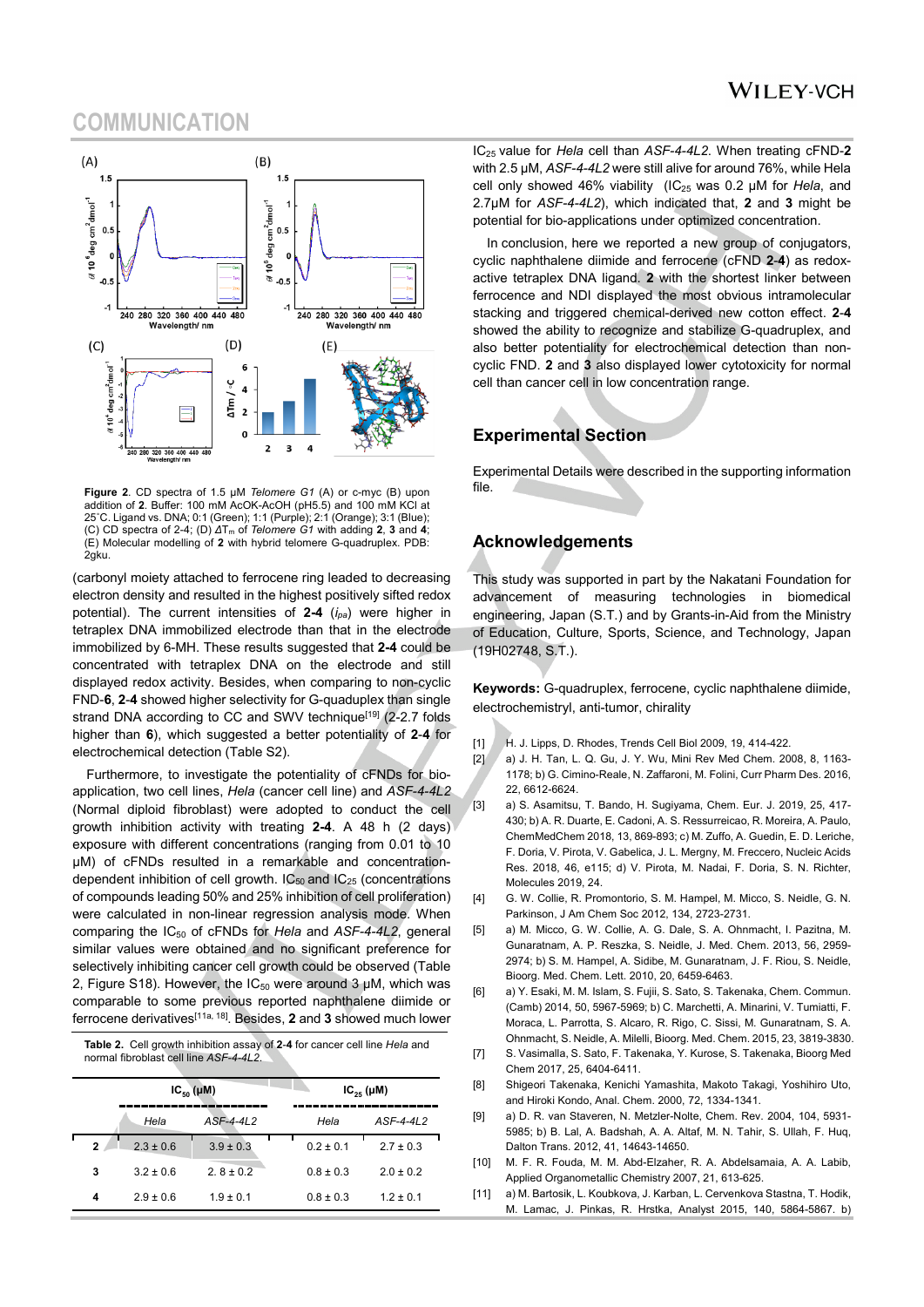Figure 2. CD spectra of 1.5 μM *Telomere G1* (A) or c-myc (B) upon addition of **2**. Buffer: 100 mM AcOK-AcOH (pH5.5) and 100 mM KCl at 25°C. Ligand vs. DNA; 0:1 (Green); 1:1 (Purple); 2:1 (Orange); 3:1 (Blue); (C) CD spectra of 2-4; (D) $\Delta T_m$ of *Telomere G1* with adding **2**, **3** and **4**; (E) Molecular modelling of **2** with hybrid telomere G-quadruplex. PDB: 2gku.

(carbonyl moiety attached to ferrocene ring leaded to decreasing electron density and resulted in the highest positively sifted redox potential). The current intensities of **2-4** ($i_{pa}$) were higher in tetraplex DNA immobilized electrode than that in the electrode immobilized by 6-MH. These results suggested that **2-4** could be concentrated with tetraplex DNA on the electrode and still displayed redox activity. Besides, when comparing to non-cyclic FND-**6**, **2-4** showed higher selectivity for G-quaduplex than single strand DNA according to CC and SWV technique[19] (2-2.7 folds higher than **6**), which suggested a better potentiality of **2-4** for electrochemical detection (Table S2).

Furthermore, to investigate the potentiality of cFNDs for bio-application, two cell lines, *Hela* (cancer cell line) and *ASF-4-4L2* (Normal diploid fibroblast) were adopted to conduct the cell growth inhibition activity with treating **2-4**. A 48 h (2 days) exposure with different concentrations (ranging from 0.01 to 10 μM) of cFNDs resulted in a remarkable and concentration-dependent inhibition of cell growth. $IC_{50}$ and $IC_{25}$ (concentrations of compounds leading 50% and 25% inhibition of cell proliferation) were calculated in non-linear regression analysis mode. When comparing the $IC_{50}$ of cFNDs for *Hela* and *ASF-4-4L2*, general similar values were obtained and no significant preference for selectively inhibiting cancer cell growth could be observed (Table 2, Figure S18). However, the $IC_{50}$ were around 3 μM, which was comparable to some previous reported naphthalene diimide or ferrocene derivatives[11a, 18]. Besides, **2** and **3** showed much lower $IC_{25}$ value for *Hela* cell than *ASF-4-4L2*. When treating cFND-**2** with 2.5 μM, *ASF-4-4L2* were still alive for around 76%, while Hela cell only showed 46% viability ($IC_{25}$ was 0.2 μM for *Hela*, and 2.7μM for *ASF-4-4L2*), which indicated that, **2** and **3** might be potential for bio-applications under optimized concentration.

**Table 2.** Cell growth inhibition assay of **2-4** for cancer cell line *Hela* and normal fibroblast cell line *ASF-4-4L2*.

| | $IC_{50}$ (μM) | | $IC_{25}$ (μM) | |
|---|---|---|---|---|
| | *Hela* | *ASF-4-4L2* | *Hela* | *ASF-4-4L2* |
| **2** | 2.3 ± 0.6 | 3.9 ± 0.3 | 0.2 ± 0.1 | 2.7 ± 0.3 |
| **3** | 3.2 ± 0.6 | 2. 8 ± 0.2 | 0.8 ± 0.3 | 2.0 ± 0.2 |
| **4** | 2.9 ± 0.6 | 1.9 ± 0.1 | 0.8 ± 0.3 | 1.2 ± 0.1 |

In conclusion, here we reported a new group of conjugators, cyclic naphthalene diimide and ferrocene (cFND **2-4**) as redox-active tetraplex DNA ligand. **2** with the shortest linker between ferrocene and NDI displayed the most obvious intramolecular stacking and triggered chemical-derived new cotton effect. **2-4** showed the ability to recognize and stabilize G-quadruplex, and also better potentiality for electrochemical detection than non-cyclic FND. **2** and **3** also displayed lower cytotoxicity for normal cell than cancer cell in low concentration range.

## Experimental Section

Experimental Details were described in the supporting information file.

## Acknowledgements

This study was supported in part by the Nakatani Foundation for advancement of measuring technologies in biomedical engineering, Japan (S.T.) and by Grants-in-Aid from the Ministry of Education, Culture, Sports, Science, and Technology, Japan (19H02748, S.T.).

**Keywords:** G-quadruplex, ferrocene, cyclic naphthalene diimide, electrochemistryl, anti-tumor, chirality

[1] H. J. Lipps, D. Rhodes, Trends Cell Biol 2009, 19, 414-422.
[2] a) J. H. Tan, L. Q. Gu, J. Y. Wu, Mini Rev Med Chem. 2008, 8, 1163-1178; b) G. Cimino-Reale, N. Zaffaroni, M. Folini, Curr Pharm Des. 2016, 22, 6612-6624.
[3] a) S. Asamitsu, T. Bando, H. Sugiyama, Chem. Eur. J. 2019, 25, 417-430; b) A. R. Duarte, E. Cadoni, A. S. Ressurreicao, R. Moreira, A. Paulo, ChemMedChem 2018, 13, 869-893; c) M. Zuffo, A. Guedin, E. D. Leriche, F. Doria, V. Pirota, V. Gabelica, J. L. Mergny, M. Freccero, Nucleic Acids Res. 2018, 46, e115; d) V. Pirota, M. Nadai, F. Doria, S. N. Richter, Molecules 2019, 24.
[4] G. W. Collie, R. Promontorio, S. M. Hampel, M. Micco, S. Neidle, G. N. Parkinson, J Am Chem Soc 2012, 134, 2723-2731.
[5] a) M. Micco, G. W. Collie, A. G. Dale, S. A. Ohnmacht, I. Pazitna, M. Gunaratnam, A. P. Reszka, S. Neidle, J. Med. Chem. 2013, 56, 2959-2974; b) S. M. Hampel, A. Sidibe, M. Gunaratnam, J. F. Riou, S. Neidle, Bioorg. Med. Chem. Lett. 2010, 20, 6459-6463.
[6] a) Y. Esaki, M. M. Islam, S. Fujii, S. Sato, S. Takenaka, Chem. Commun. (Camb) 2014, 50, 5967-5969; b) C. Marchetti, A. Minarini, V. Tumiatti, F. Moraca, L. Parrotta, S. Alcaro, R. Rigo, C. Sissi, M. Gunaratnam, S. A. Ohnmacht, S. Neidle, A. Milelli, Bioorg. Med. Chem. 2015, 23, 3819-3830.
[7] S. Vasimalla, S. Sato, F. Takenaka, Y. Kurose, S. Takenaka, Bioorg Med Chem 2017, 25, 6404-6411.
[8] Shigeori Takenaka, Kenichi Yamashita, Makoto Takagi, Yoshihiro Uto, and Hiroki Kondo, Anal. Chem. 2000, 72, 1334-1341.
[9] a) D. R. van Staveren, N. Metzler-Nolte, Chem. Rev. 2004, 104, 5931-5985; b) B. Lal, A. Badshah, A. A. Altaf, M. N. Tahir, S. Ullah, F. Huq, Dalton Trans. 2012, 41, 14643-14650.
[10] M. F. R. Fouda, M. M. Abd-Elzaher, R. A. Abdelsamaia, A. A. Labib, Applied Organometallic Chemistry 2007, 21, 613-625.
[11] a) M. Bartosik, L. Koubkova, J. Karban, L. Cervenkova Stastna, T. Hodik, M. Lamac, J. Pinkas, R. Hrstka, Analyst 2015, 140, 5864-5867. b)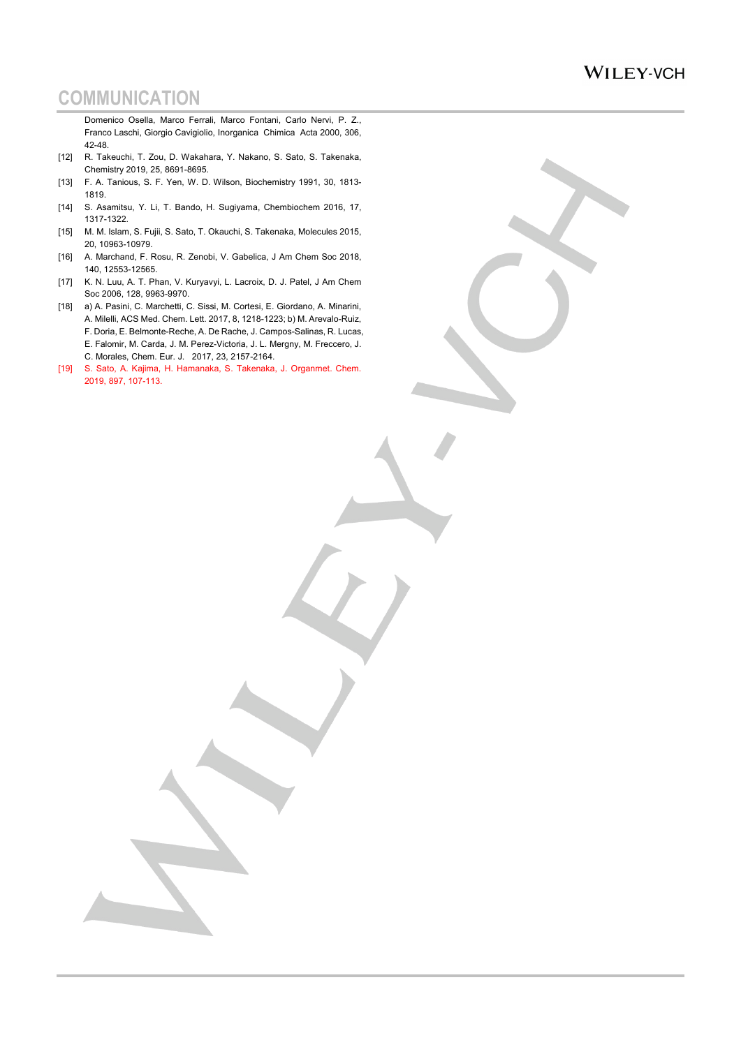Domenico Osella, Marco Ferrali, Marco Fontani, Carlo Nervi, P. Z., Franco Laschi, Giorgio Cavigiolio, Inorganica Chimica Acta 2000, 306, 42-48.

[12] R. Takeuchi, T. Zou, D. Wakahara, Y. Nakano, S. Sato, S. Takenaka, Chemistry 2019, 25, 8691-8695.

[13] F. A. Tanious, S. F. Yen, W. D. Wilson, Biochemistry 1991, 30, 1813-1819.

[14] S. Asamitsu, Y. Li, T. Bando, H. Sugiyama, Chembiochem 2016, 17, 1317-1322.

[15] M. M. Islam, S. Fujii, S. Sato, T. Okauchi, S. Takenaka, Molecules 2015, 20, 10963-10979.

[16] A. Marchand, F. Rosu, R. Zenobi, V. Gabelica, J Am Chem Soc 2018, 140, 12553-12565.

[17] K. N. Luu, A. T. Phan, V. Kuryavyi, L. Lacroix, D. J. Patel, J Am Chem Soc 2006, 128, 9963-9970.

[18] a) A. Pasini, C. Marchetti, C. Sissi, M. Cortesi, E. Giordano, A. Minarini, A. Milelli, ACS Med. Chem. Lett. 2017, 8, 1218-1223; b) M. Arevalo-Ruiz, F. Doria, E. Belmonte-Reche, A. De Rache, J. Campos-Salinas, R. Lucas, E. Falomir, M. Carda, J. M. Perez-Victoria, J. L. Mergny, M. Freccero, J. C. Morales, Chem. Eur. J. 2017, 23, 2157-2164.

[19] S. Sato, A. Kajima, H. Hamanaka, S. Takenaka, J. Organmet. Chem. 2019, 897, 107-113.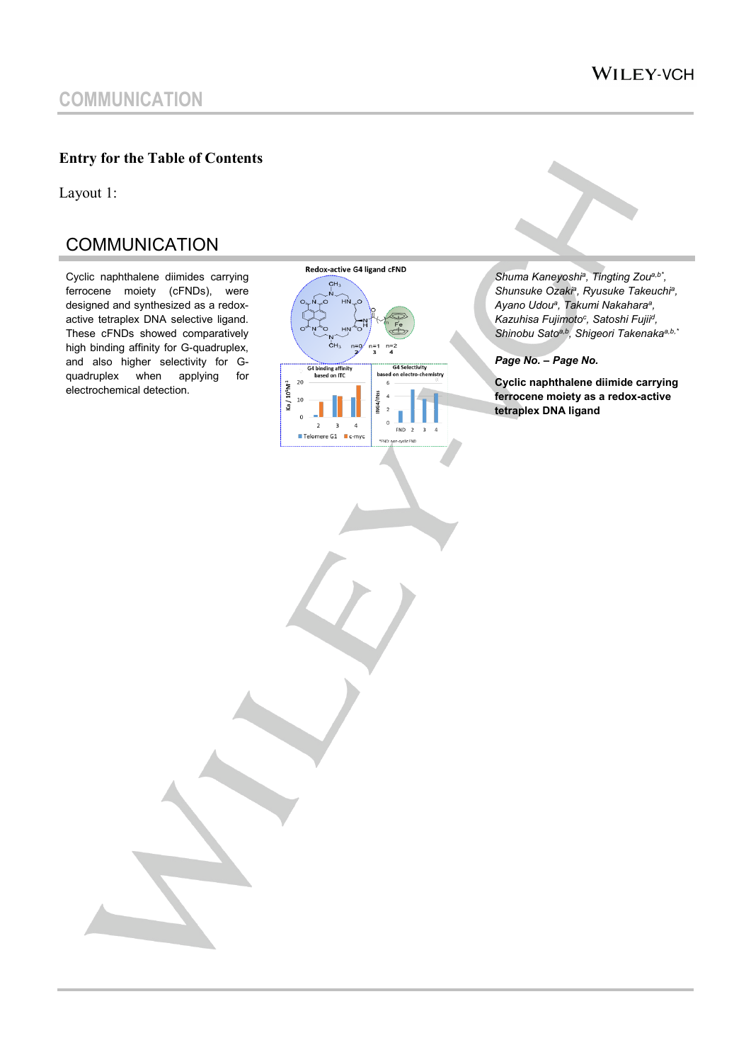## Entry for the Table of Contents

Layout 1:

## COMMUNICATION

Cyclic naphthalene diimides carrying ferrocene moiety (cFNDs), were designed and synthesized as a redox-active tetraplex DNA selective ligand. These cFNDs showed comparatively high binding affinity for G-quadruplex, and also higher selectivity for G-quadruplex when applying for electrochemical detection.

Redox-active G4 ligand cFND

n=0 n=1 n=2

2 3 4

G4 binding affinity based on ITC

Ka / 10⁶M⁻¹

20

10

0

2 3 4

Telomere G1 c-myc

G4 Selectivity based on electro-chemistry

IG4/Ids

6

4

2

0

FND 2 3 4

*FND: non-cyclic FND

*Shuma Kaneyoshi[a], Tingting Zou[a,b*], Shunsuke Ozaki[a], Ryusuke Takeuchi[a], Ayano Udou[a], Takumi Nakahara[a], Kazuhisa Fujimoto[c], Satoshi Fujii[d], Shinobu Sato[a,b], Shigeori Takenaka[a,b,*]*

***Page No. – Page No.***

**Cyclic naphthalene diimide carrying ferrocene moiety as a redox-active tetraplex DNA ligand**